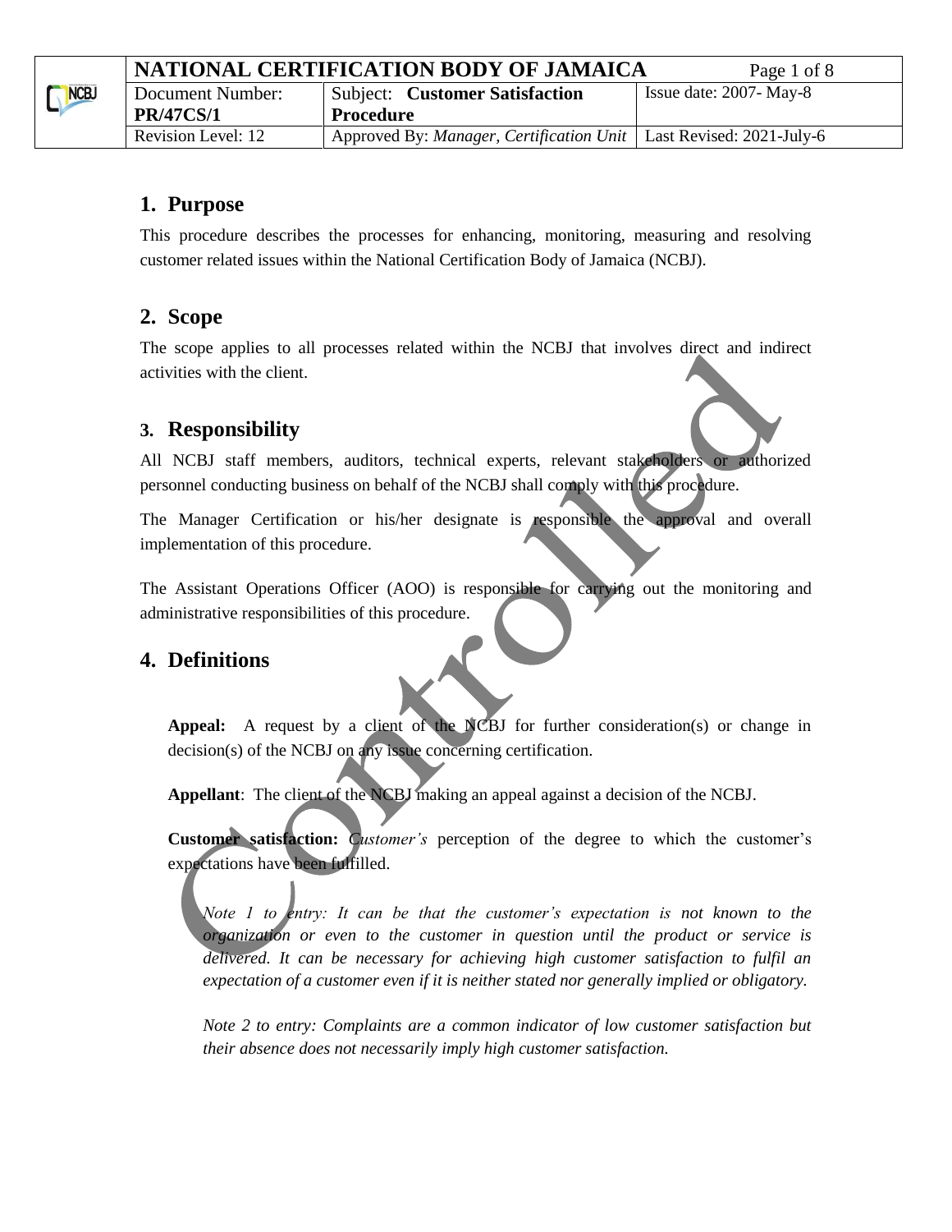## 1. Purpose

This procedure describes the processes for enhancing, monitoring, measuring and resolving customer related issues within the National Certification Body of Jamaica (NCBJ).

## 2. Scope

The scope applies to all processes related within the NCBJ that involves direct and indirect activities with the client.

## 3. Responsibility

All NCBJ staff members, auditors, technical experts, relevant stakeholders or authorized personnel conducting business on behalf of the NCBJ shall comply with this procedure.

The Manager Certification or his/her designate is responsible the approval and overall implementation of this procedure.

The Assistant Operations Officer (AOO) is responsible for carrying out the monitoring and administrative responsibilities of this procedure.

## 4. Definitions

**Appeal:** A request by a client of the NCBJ for further consideration(s) or change in decision(s) of the NCBJ on any issue concerning certification.

**Appellant**: The client of the NCBJ making an appeal against a decision of the NCBJ.

**Customer satisfaction:** *Customer's* perception of the degree to which the customer's expectations have been fulfilled.

*Note 1 to entry: It can be that the customer's expectation is not known to the organization or even to the customer in question until the product or service is delivered. It can be necessary for achieving high customer satisfaction to fulfil an expectation of a customer even if it is neither stated nor generally implied or obligatory.*

*Note 2 to entry: Complaints are a common indicator of low customer satisfaction but their absence does not necessarily imply high customer satisfaction.*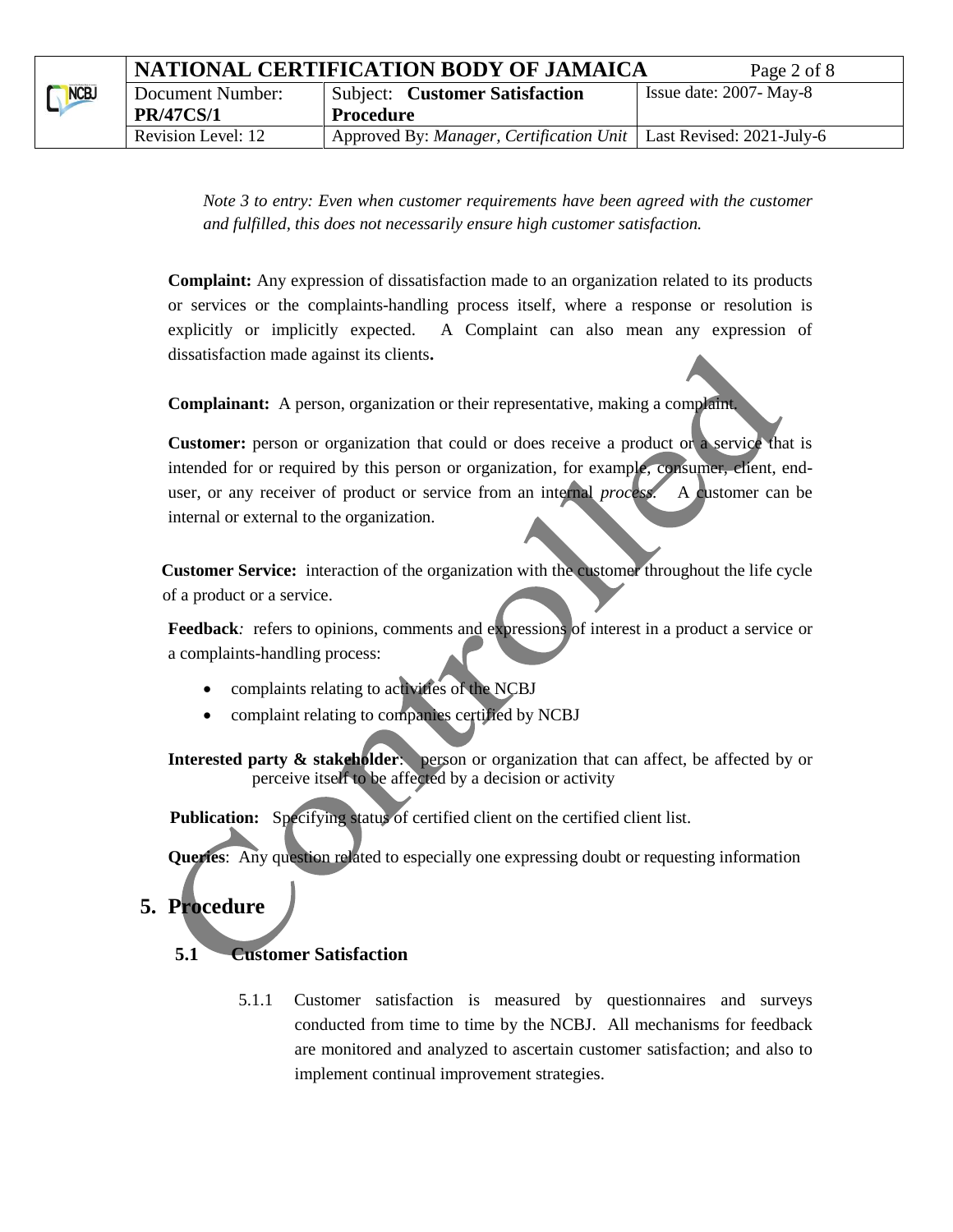*Note 3 to entry: Even when customer requirements have been agreed with the customer and fulfilled, this does not necessarily ensure high customer satisfaction.*

**Complaint:** Any expression of dissatisfaction made to an organization related to its products or services or the complaints-handling process itself, where a response or resolution is explicitly or implicitly expected. A Complaint can also mean any expression of dissatisfaction made against its clients**.**

**Complainant:** A person, organization or their representative, making a complaint.

**Customer:** person or organization that could or does receive a product or a service that is intended for or required by this person or organization, for example, consumer, client, end-user, or any receiver of product or service from an internal *process.* A customer can be internal or external to the organization.

**Customer Service:** interaction of the organization with the customer throughout the life cycle of a product or a service.

**Feedback***:* refers to opinions, comments and expressions of interest in a product a service or a complaints-handling process:

- complaints relating to activities of the NCBJ
- complaint relating to companies certified by NCBJ

**Interested party & stakeholder**: person or organization that can affect, be affected by or perceive itself to be affected by a decision or activity

**Publication:** Specifying status of certified client on the certified client list.

**Queries**: Any question related to especially one expressing doubt or requesting information

## 5. Procedure

### 5.1 Customer Satisfaction

5.1.1 Customer satisfaction is measured by questionnaires and surveys conducted from time to time by the NCBJ. All mechanisms for feedback are monitored and analyzed to ascertain customer satisfaction; and also to implement continual improvement strategies.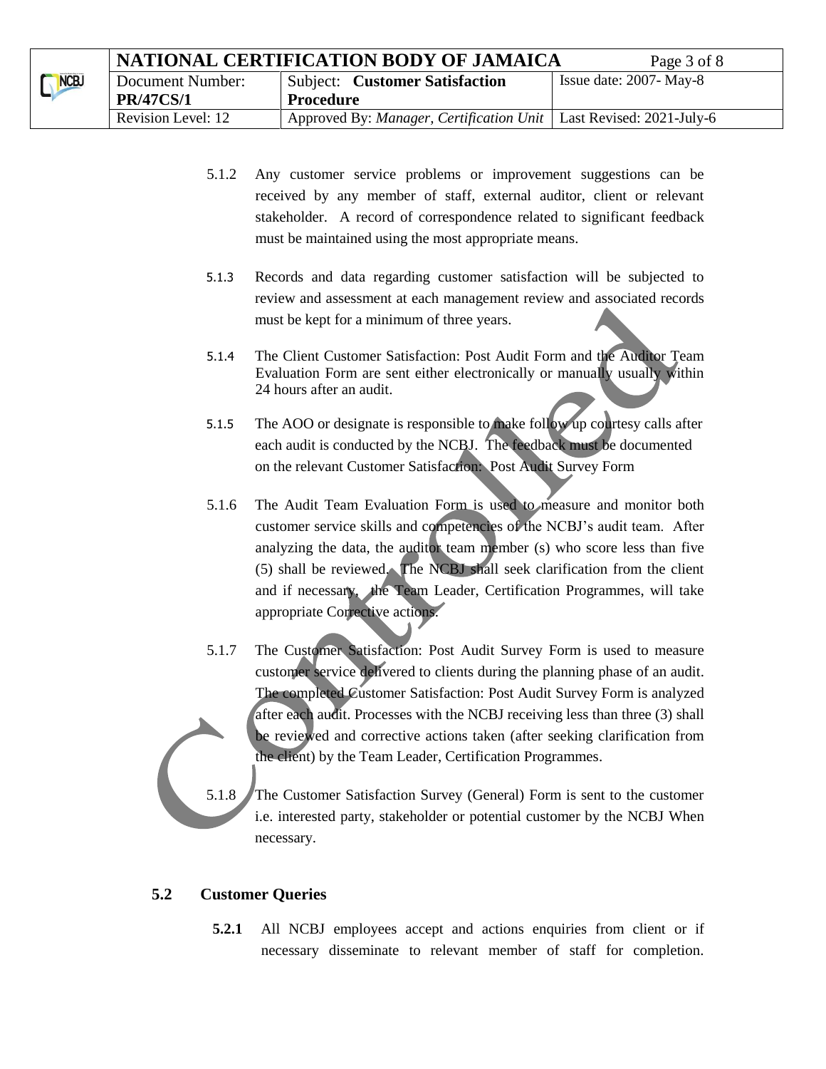5.1.2 Any customer service problems or improvement suggestions can be received by any member of staff, external auditor, client or relevant stakeholder. A record of correspondence related to significant feedback must be maintained using the most appropriate means.

5.1.3 Records and data regarding customer satisfaction will be subjected to review and assessment at each management review and associated records must be kept for a minimum of three years.

5.1.4 The Client Customer Satisfaction: Post Audit Form and the Auditor Team Evaluation Form are sent either electronically or manually usually within 24 hours after an audit.

5.1.5 The AOO or designate is responsible to make follow up courtesy calls after each audit is conducted by the NCBJ. The feedback must be documented on the relevant Customer Satisfaction: Post Audit Survey Form

5.1.6 The Audit Team Evaluation Form is used to measure and monitor both customer service skills and competencies of the NCBJ's audit team. After analyzing the data, the auditor team member (s) who score less than five (5) shall be reviewed. The NCBJ shall seek clarification from the client and if necessary, the Team Leader, Certification Programmes, will take appropriate Corrective actions.

5.1.7 The Customer Satisfaction: Post Audit Survey Form is used to measure customer service delivered to clients during the planning phase of an audit. The completed Customer Satisfaction: Post Audit Survey Form is analyzed after each audit. Processes with the NCBJ receiving less than three (3) shall be reviewed and corrective actions taken (after seeking clarification from the client) by the Team Leader, Certification Programmes.

5.1.8 The Customer Satisfaction Survey (General) Form is sent to the customer i.e. interested party, stakeholder or potential customer by the NCBJ When necessary.

## 5.2 Customer Queries

**5.2.1** All NCBJ employees accept and actions enquiries from client or if necessary disseminate to relevant member of staff for completion.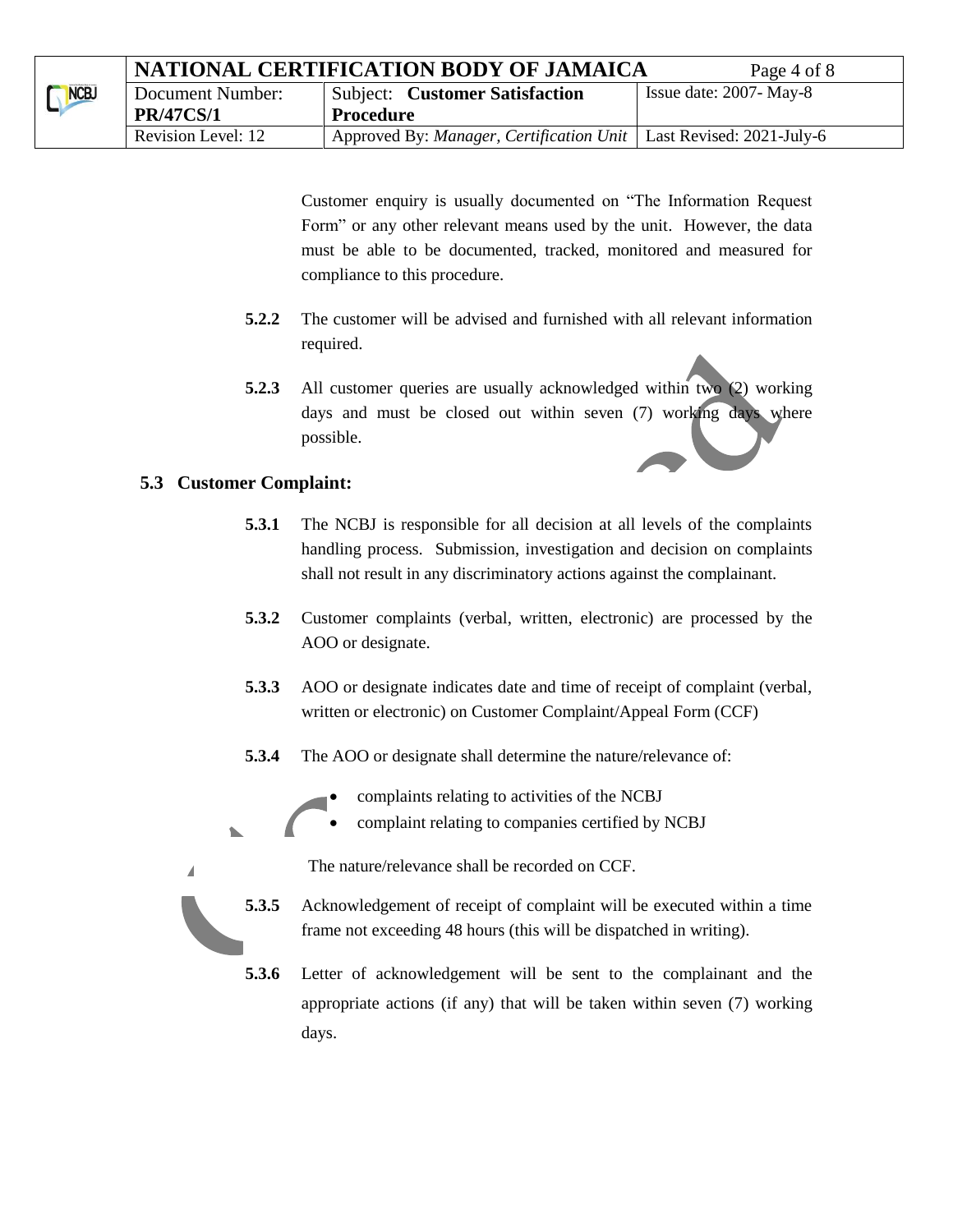Customer enquiry is usually documented on "The Information Request Form" or any other relevant means used by the unit. However, the data must be able to be documented, tracked, monitored and measured for compliance to this procedure.

**5.2.2** The customer will be advised and furnished with all relevant information required.

**5.2.3** All customer queries are usually acknowledged within two (2) working days and must be closed out within seven (7) working days where possible.

### 5.3 Customer Complaint:

**5.3.1** The NCBJ is responsible for all decision at all levels of the complaints handling process. Submission, investigation and decision on complaints shall not result in any discriminatory actions against the complainant.

**5.3.2** Customer complaints (verbal, written, electronic) are processed by the AOO or designate.

**5.3.3** AOO or designate indicates date and time of receipt of complaint (verbal, written or electronic) on Customer Complaint/Appeal Form (CCF)

**5.3.4** The AOO or designate shall determine the nature/relevance of:

- complaints relating to activities of the NCBJ
- complaint relating to companies certified by NCBJ

The nature/relevance shall be recorded on CCF.

**5.3.5** Acknowledgement of receipt of complaint will be executed within a time frame not exceeding 48 hours (this will be dispatched in writing).

**5.3.6** Letter of acknowledgement will be sent to the complainant and the appropriate actions (if any) that will be taken within seven (7) working days.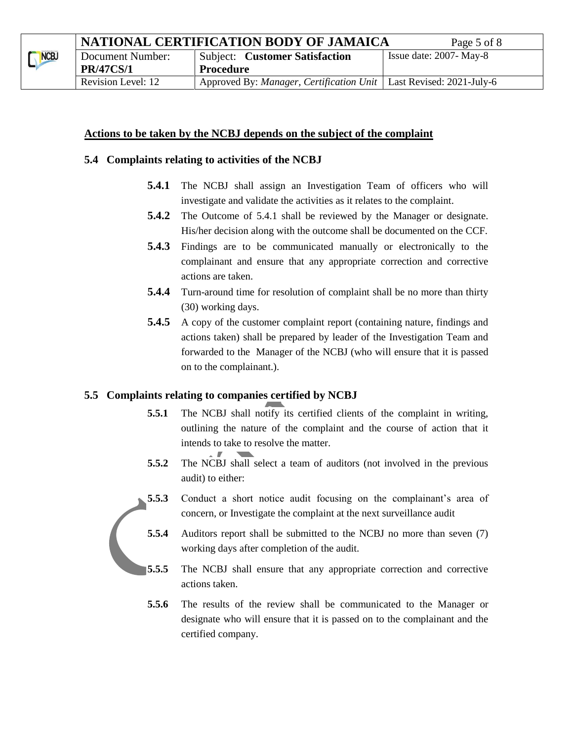**Actions to be taken by the NCBJ depends on the subject of the complaint**

### 5.4 Complaints relating to activities of the NCBJ

**5.4.1** The NCBJ shall assign an Investigation Team of officers who will investigate and validate the activities as it relates to the complaint.

**5.4.2** The Outcome of 5.4.1 shall be reviewed by the Manager or designate. His/her decision along with the outcome shall be documented on the CCF.

**5.4.3** Findings are to be communicated manually or electronically to the complainant and ensure that any appropriate correction and corrective actions are taken.

**5.4.4** Turn-around time for resolution of complaint shall be no more than thirty (30) working days.

**5.4.5** A copy of the customer complaint report (containing nature, findings and actions taken) shall be prepared by leader of the Investigation Team and forwarded to the Manager of the NCBJ (who will ensure that it is passed on to the complainant.).

### 5.5 Complaints relating to companies certified by NCBJ

**5.5.1** The NCBJ shall notify its certified clients of the complaint in writing, outlining the nature of the complaint and the course of action that it intends to take to resolve the matter.

**5.5.2** The NCBJ shall select a team of auditors (not involved in the previous audit) to either:

**5.5.3** Conduct a short notice audit focusing on the complainant's area of concern, or Investigate the complaint at the next surveillance audit

**5.5.4** Auditors report shall be submitted to the NCBJ no more than seven (7) working days after completion of the audit.

**5.5.5** The NCBJ shall ensure that any appropriate correction and corrective actions taken.

**5.5.6** The results of the review shall be communicated to the Manager or designate who will ensure that it is passed on to the complainant and the certified company.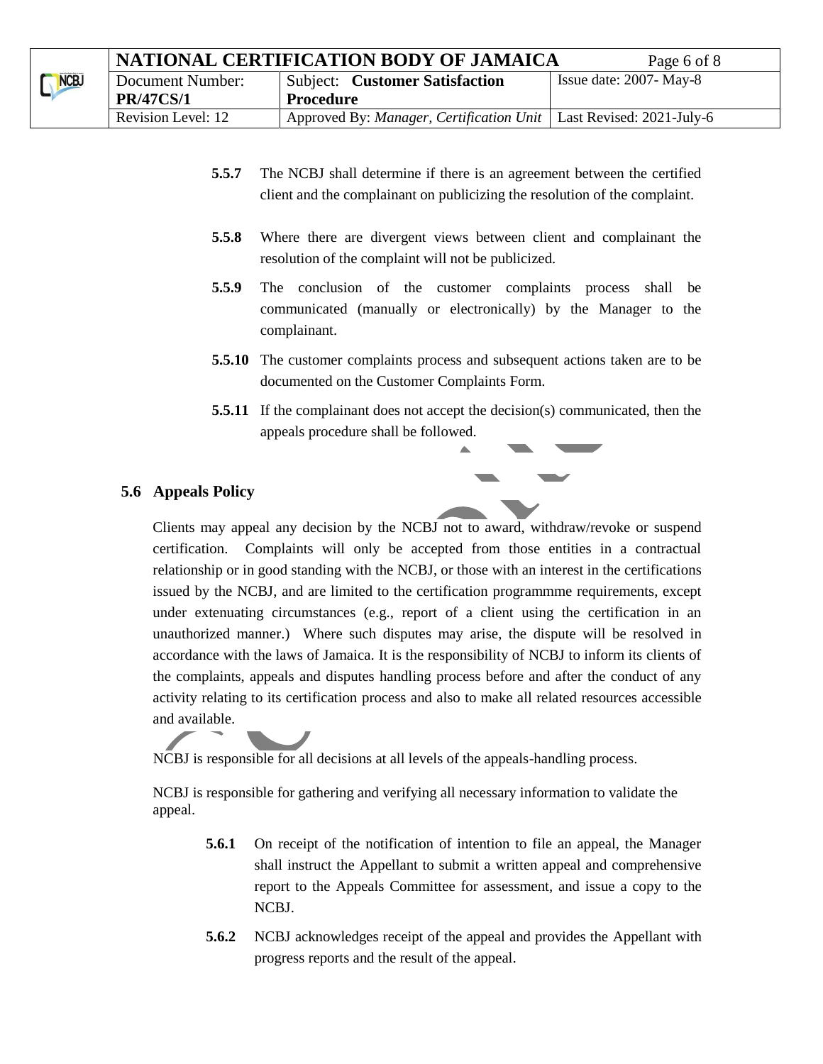**5.5.7** The NCBJ shall determine if there is an agreement between the certified client and the complainant on publicizing the resolution of the complaint.

**5.5.8** Where there are divergent views between client and complainant the resolution of the complaint will not be publicized.

**5.5.9** The conclusion of the customer complaints process shall be communicated (manually or electronically) by the Manager to the complainant.

**5.5.10** The customer complaints process and subsequent actions taken are to be documented on the Customer Complaints Form.

**5.5.11** If the complainant does not accept the decision(s) communicated, then the appeals procedure shall be followed.

## 5.6 Appeals Policy

Clients may appeal any decision by the NCBJ not to award, withdraw/revoke or suspend certification. Complaints will only be accepted from those entities in a contractual relationship or in good standing with the NCBJ, or those with an interest in the certifications issued by the NCBJ, and are limited to the certification programmme requirements, except under extenuating circumstances (e.g., report of a client using the certification in an unauthorized manner.) Where such disputes may arise, the dispute will be resolved in accordance with the laws of Jamaica. It is the responsibility of NCBJ to inform its clients of the complaints, appeals and disputes handling process before and after the conduct of any activity relating to its certification process and also to make all related resources accessible and available.

NCBJ is responsible for all decisions at all levels of the appeals-handling process.

NCBJ is responsible for gathering and verifying all necessary information to validate the appeal.

**5.6.1** On receipt of the notification of intention to file an appeal, the Manager shall instruct the Appellant to submit a written appeal and comprehensive report to the Appeals Committee for assessment, and issue a copy to the NCBJ.

**5.6.2** NCBJ acknowledges receipt of the appeal and provides the Appellant with progress reports and the result of the appeal.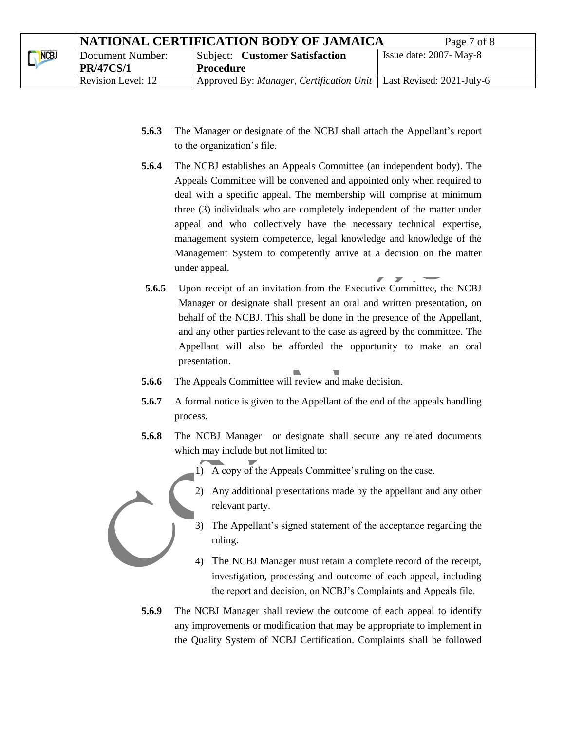**5.6.3** The Manager or designate of the NCBJ shall attach the Appellant's report to the organization's file.

**5.6.4** The NCBJ establishes an Appeals Committee (an independent body). The Appeals Committee will be convened and appointed only when required to deal with a specific appeal. The membership will comprise at minimum three (3) individuals who are completely independent of the matter under appeal and who collectively have the necessary technical expertise, management system competence, legal knowledge and knowledge of the Management System to competently arrive at a decision on the matter under appeal.

**5.6.5** Upon receipt of an invitation from the Executive Committee, the NCBJ Manager or designate shall present an oral and written presentation, on behalf of the NCBJ. This shall be done in the presence of the Appellant, and any other parties relevant to the case as agreed by the committee. The Appellant will also be afforded the opportunity to make an oral presentation.

**5.6.6** The Appeals Committee will review and make decision.

**5.6.7** A formal notice is given to the Appellant of the end of the appeals handling process.

**5.6.8** The NCBJ Manager or designate shall secure any related documents which may include but not limited to:

1) A copy of the Appeals Committee's ruling on the case.
2) Any additional presentations made by the appellant and any other relevant party.
3) The Appellant's signed statement of the acceptance regarding the ruling.
4) The NCBJ Manager must retain a complete record of the receipt, investigation, processing and outcome of each appeal, including the report and decision, on NCBJ's Complaints and Appeals file.

**5.6.9** The NCBJ Manager shall review the outcome of each appeal to identify any improvements or modification that may be appropriate to implement in the Quality System of NCBJ Certification. Complaints shall be followed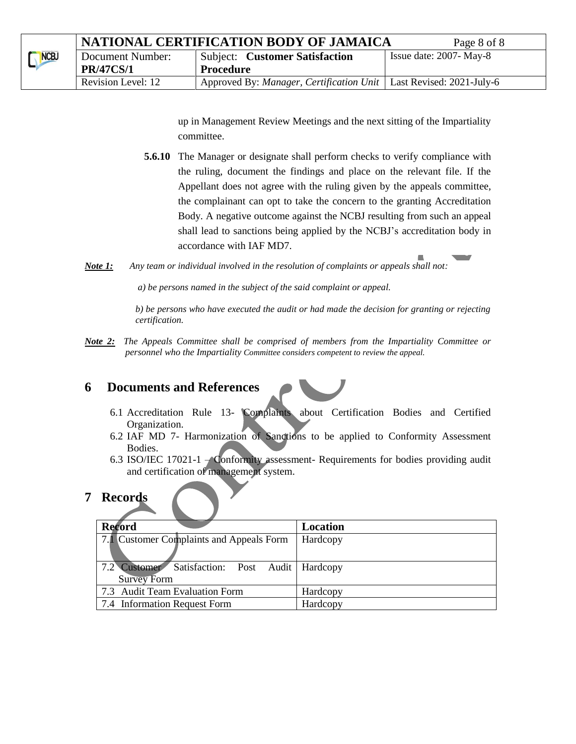up in Management Review Meetings and the next sitting of the Impartiality committee.

**5.6.10** The Manager or designate shall perform checks to verify compliance with the ruling, document the findings and place on the relevant file. If the Appellant does not agree with the ruling given by the appeals committee, the complainant can opt to take the concern to the granting Accreditation Body. A negative outcome against the NCBJ resulting from such an appeal shall lead to sanctions being applied by the NCBJ's accreditation body in accordance with IAF MD7.

***Note 1:*** *Any team or individual involved in the resolution of complaints or appeals shall not:*

*a) be persons named in the subject of the said complaint or appeal.*

*b) be persons who have executed the audit or had made the decision for granting or rejecting certification.*

***Note 2:*** *The Appeals Committee shall be comprised of members from the Impartiality Committee or personnel who the Impartiality Committee considers competent to review the appeal.*

## 6 Documents and References

6.1 Accreditation Rule 13- Complaints about Certification Bodies and Certified Organization.

6.2 IAF MD 7- Harmonization of Sanctions to be applied to Conformity Assessment Bodies.

6.3 ISO/IEC 17021-1 – Conformity assessment- Requirements for bodies providing audit and certification of management system.

## 7 Records

| Record | Location |
|---|---|
| 7.1 Customer Complaints and Appeals Form | Hardcopy |
| 7.2 Customer Satisfaction: Post Audit Survey Form | Hardcopy |
| 7.3 Audit Team Evaluation Form | Hardcopy |
| 7.4 Information Request Form | Hardcopy |